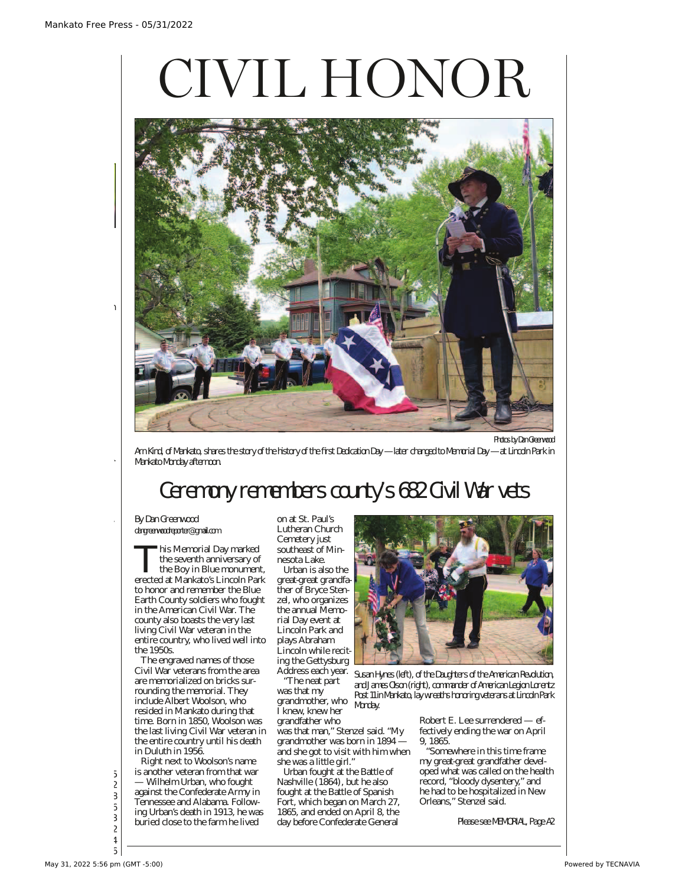# CIVIL HONOR

*Photos by Dan Greenwood*

Arn Kind, of Mankato, shares the story of the history of the first Dedication Day — later changed to Memorial Day — at Lincoln Park in Mankato Monday afternoon.

## Ceremony remembers county's 682 Civil War vets

By Dan Greenwood
dangreenwoodreporter@gmail.com

This Memorial Day marked the seventh anniversary of the Boy in Blue monument, erected at Mankato's Lincoln Park to honor and remember the Blue Earth County soldiers who fought in the American Civil War. The county also boasts the very last living Civil War veteran in the entire country, who lived well into the 1950s.

The engraved names of those Civil War veterans from the area are memorialized on bricks surrounding the memorial. They include Albert Woolson, who resided in Mankato during that time. Born in 1850, Woolson was the last living Civil War veteran in the entire country until his death in Duluth in 1956.

Right next to Woolson's name is another veteran from that war — Wilhelm Urban, who fought against the Confederate Army in Tennessee and Alabama. Following Urban's death in 1913, he was buried close to the farm he lived on at St. Paul's Lutheran Church Cemetery just southeast of Minnesota Lake.

Urban is also the great-great grandfather of Bryce Stenzel, who organizes the annual Memorial Day event at Lincoln Park and plays Abraham Lincoln while reciting the Gettysburg Address each year.

"The neat part was that my grandmother, who I knew, knew her grandfather who was that man," Stenzel said. "My grandmother was born in 1894 — and she got to visit with him when she was a little girl."

Urban fought at the Battle of Nashville (1864), but he also fought at the Battle of Spanish Fort, which began on March 27, 1865, and ended on April 8, the day before Confederate General Robert E. Lee surrendered — effectively ending the war on April 9, 1865.

"Somewhere in this time frame my great-great grandfather developed what was called on the health record, "bloody dysentery," and he had to be hospitalized in New Orleans," Stenzel said.

Susan Hynes (left), of the Daughters of the American Revolution, and James Olson (right), commander of American Legion Lorentz Post 11 in Mankato, lay wreaths honoring veterans at Lincoln Park Monday.

*Please see MEMORIAL, Page A2*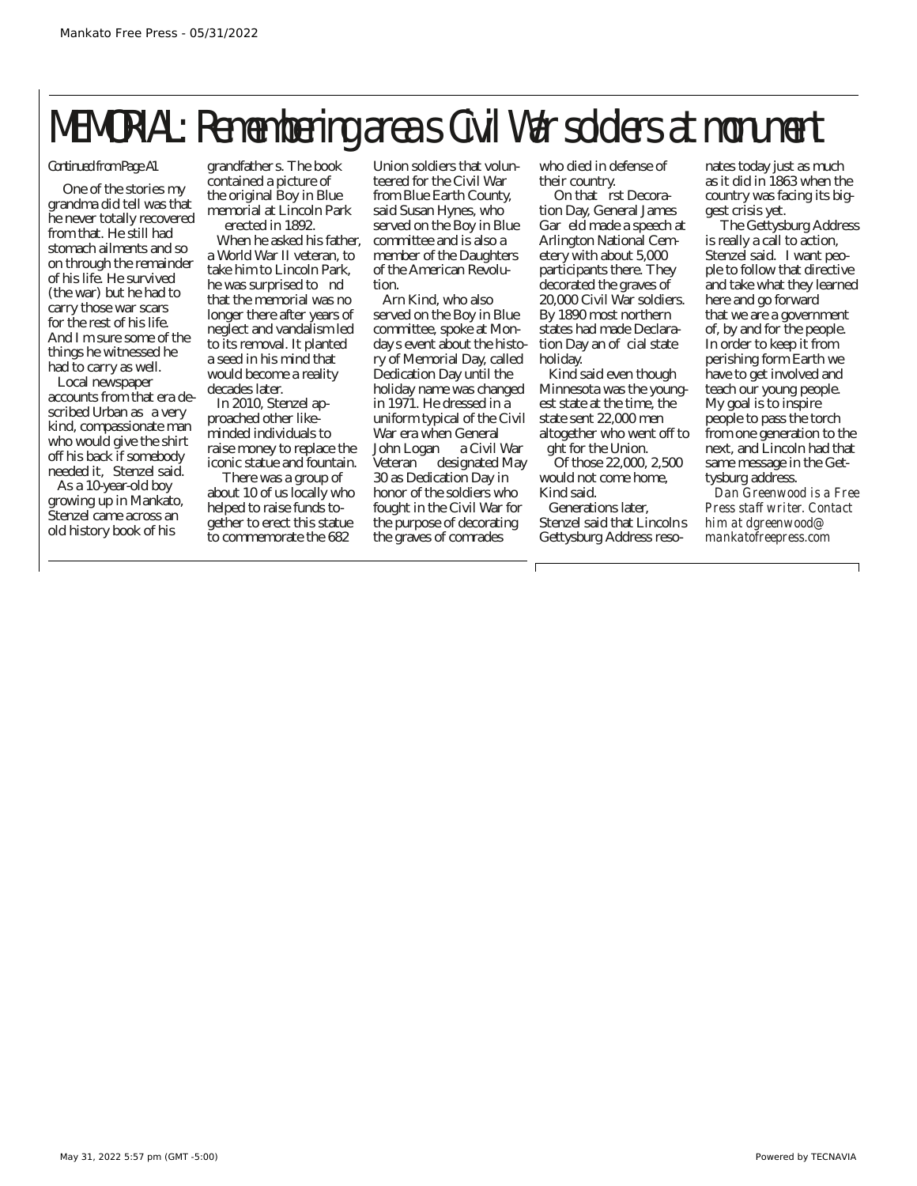# MEMORIAL: Remembering area's Civil War soldiers at monument

*Continued from Page A1*

"One of the stories my grandma did tell was that he never totally recovered from that. He still had stomach ailments and so on through the remainder of his life. He survived (the war) but he had to carry those war scars for the rest of his life. And I'm sure some of the things he witnessed he had to carry as well."

Local newspaper accounts from that era described Urban as "a very kind, compassionate man who would give the shirt off his back if somebody needed it," Stenzel said.

As a 10-year-old boy growing up in Mankato, Stenzel came across an old history book of his grandfather's. The book contained a picture of the original Boy in Blue memorial at Lincoln Park erected in 1892.

When he asked his father, a World War II veteran, to take him to Lincoln Park, he was surprised to find that the memorial was no longer there after years of neglect and vandalism led to its removal. It planted a seed in his mind that would become a reality decades later.

In 2010, Stenzel approached other like-minded individuals to raise money to replace the iconic statue and fountain.

"There was a group of about 10 of us locally who helped to raise funds together to erect this statue to commemorate the 682 Union soldiers that volunteered for the Civil War from Blue Earth County," said Susan Hynes, who served on the Boy in Blue committee and is also a member of the Daughters of the American Revolution.

Arn Kind, who also served on the Boy in Blue committee, spoke at Monday's event about the history of Memorial Day, called Dedication Day until the holiday name was changed in 1971. He dressed in a uniform typical of the Civil War era when General John Logan — a Civil War Veteran — designated May 30 as Dedication Day in honor of the soldiers who fought in the Civil War for the purpose of decorating the graves of comrades who died in defense of their country.

"On that first Decoration Day, General James Garfield made a speech at Arlington National Cemetery with about 5,000 participants there. They decorated the graves of 20,000 Civil War soldiers. By 1890 most northern states had made Declaration Day an official state holiday."

Kind said even though Minnesota was the youngest state at the time, the state sent 22,000 men altogether who went off to fight for the Union.

"Of those 22,000, 2,500 would not come home," Kind said.

Generations later, Stenzel said that Lincoln's Gettysburg Address resonates today just as much as it did in 1863 when the country was facing its biggest crisis yet.

"The Gettysburg Address is really a call to action," Stenzel said. "I want people to follow that directive and take what they learned here and go forward that we are a government of, by and for the people. In order to keep it from perishing form Earth we have to get involved and teach our young people. My goal is to inspire people to pass the torch from one generation to the next, and Lincoln had that same message in the Gettysburg address."

*Dan Greenwood is a Free Press staff writer. Contact him at dgreenwood@mankatofreepress.com*